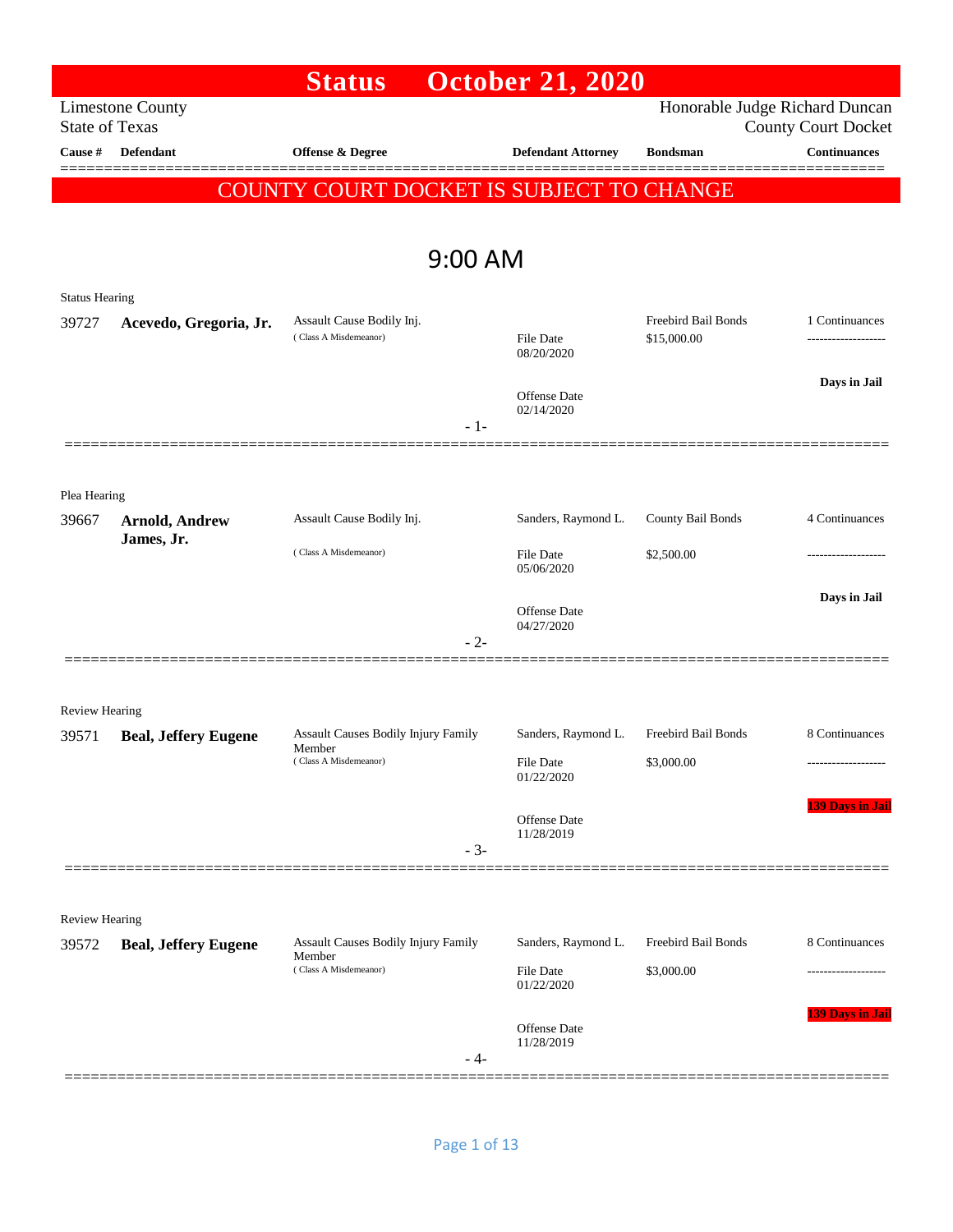# Status October 21, 2020

Limestone County
State of Texas

Honorable Judge Richard Duncan
County Court Docket

| Cause # | Defendant | Offense & Degree | Defendant Attorney | Bondsman | Continuances |
|---|---|---|---|---|---|

COUNTY COURT DOCKET IS SUBJECT TO CHANGE

## 9:00 AM

Status Hearing

| Cause # | Defendant | Offense & Degree | Defendant Attorney | Bondsman | Continuances |
|---|---|---|---|---|---|
| 39727 | **Acevedo, Gregoria, Jr.** | Assault Cause Bodily Inj. (Class A Misdemeanor) | File Date 08/20/2020<br>Offense Date 02/14/2020 | Freebird Bail Bonds<br>$15,000.00 | 1 Continuances<br>-------------------<br>**Days in Jail** |

- 1-

Plea Hearing

| Cause # | Defendant | Offense & Degree | Defendant Attorney | Bondsman | Continuances |
|---|---|---|---|---|---|
| 39667 | **Arnold, Andrew James, Jr.** | Assault Cause Bodily Inj. (Class A Misdemeanor) | Sanders, Raymond L.<br>File Date 05/06/2020<br>Offense Date 04/27/2020 | County Bail Bonds<br>$2,500.00 | 4 Continuances<br>-------------------<br>**Days in Jail** |

- 2-

Review Hearing

| Cause # | Defendant | Offense & Degree | Defendant Attorney | Bondsman | Continuances |
|---|---|---|---|---|---|
| 39571 | **Beal, Jeffery Eugene** | Assault Causes Bodily Injury Family Member (Class A Misdemeanor) | Sanders, Raymond L.<br>File Date 01/22/2020<br>Offense Date 11/28/2019 | Freebird Bail Bonds<br>$3,000.00 | 8 Continuances<br>-------------------<br>**139 Days in Jail** |

- 3-

Review Hearing

| Cause # | Defendant | Offense & Degree | Defendant Attorney | Bondsman | Continuances |
|---|---|---|---|---|---|
| 39572 | **Beal, Jeffery Eugene** | Assault Causes Bodily Injury Family Member (Class A Misdemeanor) | Sanders, Raymond L.<br>File Date 01/22/2020<br>Offense Date 11/28/2019 | Freebird Bail Bonds<br>$3,000.00 | 8 Continuances<br>-------------------<br>**139 Days in Jail** |

- 4-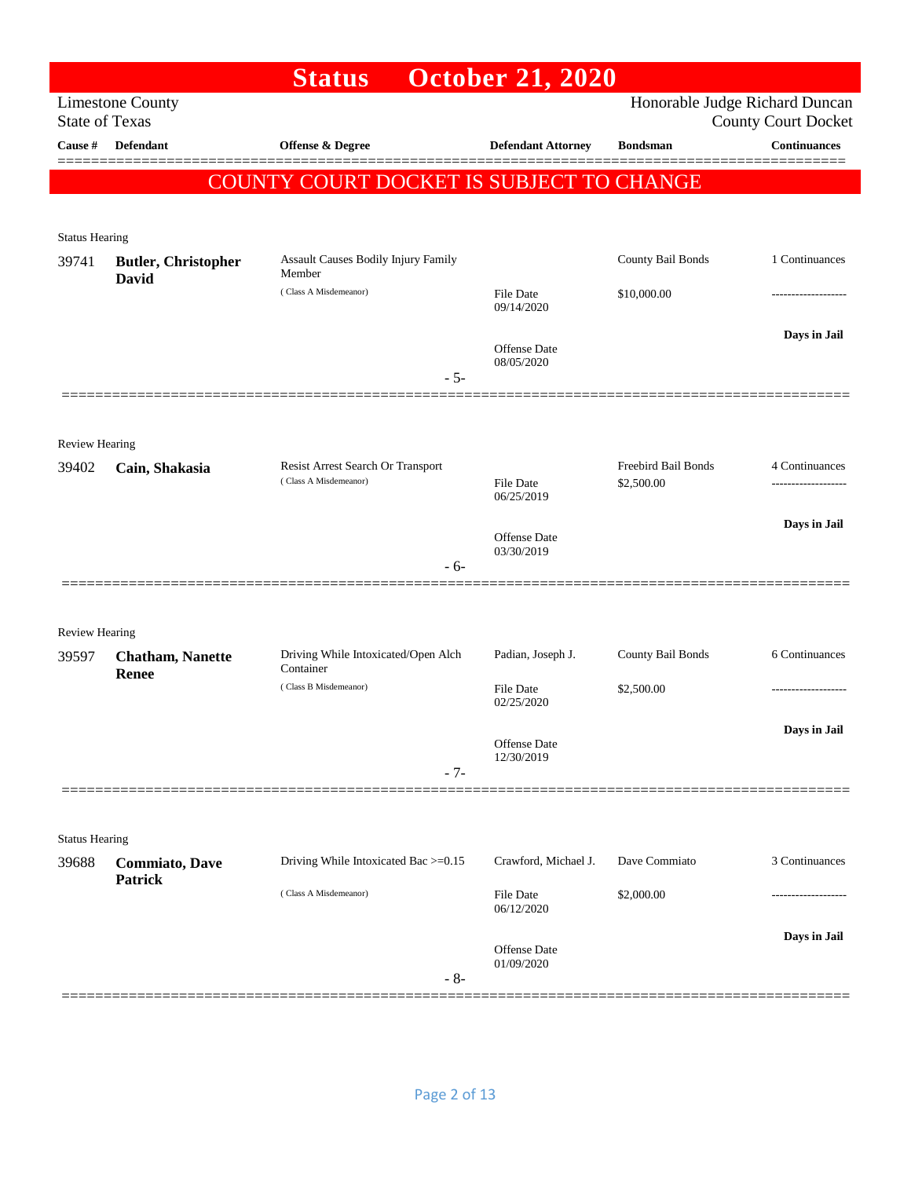# Status October 21, 2020

Limestone County
State of Texas

Honorable Judge Richard Duncan
County Court Docket

| Cause # | Defendant | Offense & Degree | Defendant Attorney | Bondsman | Continuances |
|---|---|---|---|---|---|

## COUNTY COURT DOCKET IS SUBJECT TO CHANGE

Status Hearing

| 39741 | **Butler, Christopher David** | Assault Causes Bodily Injury Family Member | | County Bail Bonds | 1 Continuances |
|---|---|---|---|---|---|
| | | ( Class A Misdemeanor) | File Date 09/14/2020 | $10,000.00 | ------------------- |
| | | | Offense Date 08/05/2020 | | **Days in Jail** |
| | | - 5- | | | |

Review Hearing

| 39402 | **Cain, Shakasia** | Resist Arrest Search Or Transport | | Freebird Bail Bonds | 4 Continuances |
|---|---|---|---|---|---|
| | | ( Class A Misdemeanor) | File Date 06/25/2019 | $2,500.00 | ------------------- |
| | | | Offense Date 03/30/2019 | | **Days in Jail** |
| | | - 6- | | | |

Review Hearing

| 39597 | **Chatham, Nanette Renee** | Driving While Intoxicated/Open Alch Container | Padian, Joseph J. | County Bail Bonds | 6 Continuances |
|---|---|---|---|---|---|
| | | ( Class B Misdemeanor) | File Date 02/25/2020 | $2,500.00 | ------------------- |
| | | | Offense Date 12/30/2019 | | **Days in Jail** |
| | | - 7- | | | |

Status Hearing

| 39688 | **Commiato, Dave Patrick** | Driving While Intoxicated Bac >=0.15 | Crawford, Michael J. | Dave Commiato | 3 Continuances |
|---|---|---|---|---|---|
| | | ( Class A Misdemeanor) | File Date 06/12/2020 | $2,000.00 | ------------------- |
| | | | Offense Date 01/09/2020 | | **Days in Jail** |
| | | - 8- | | | |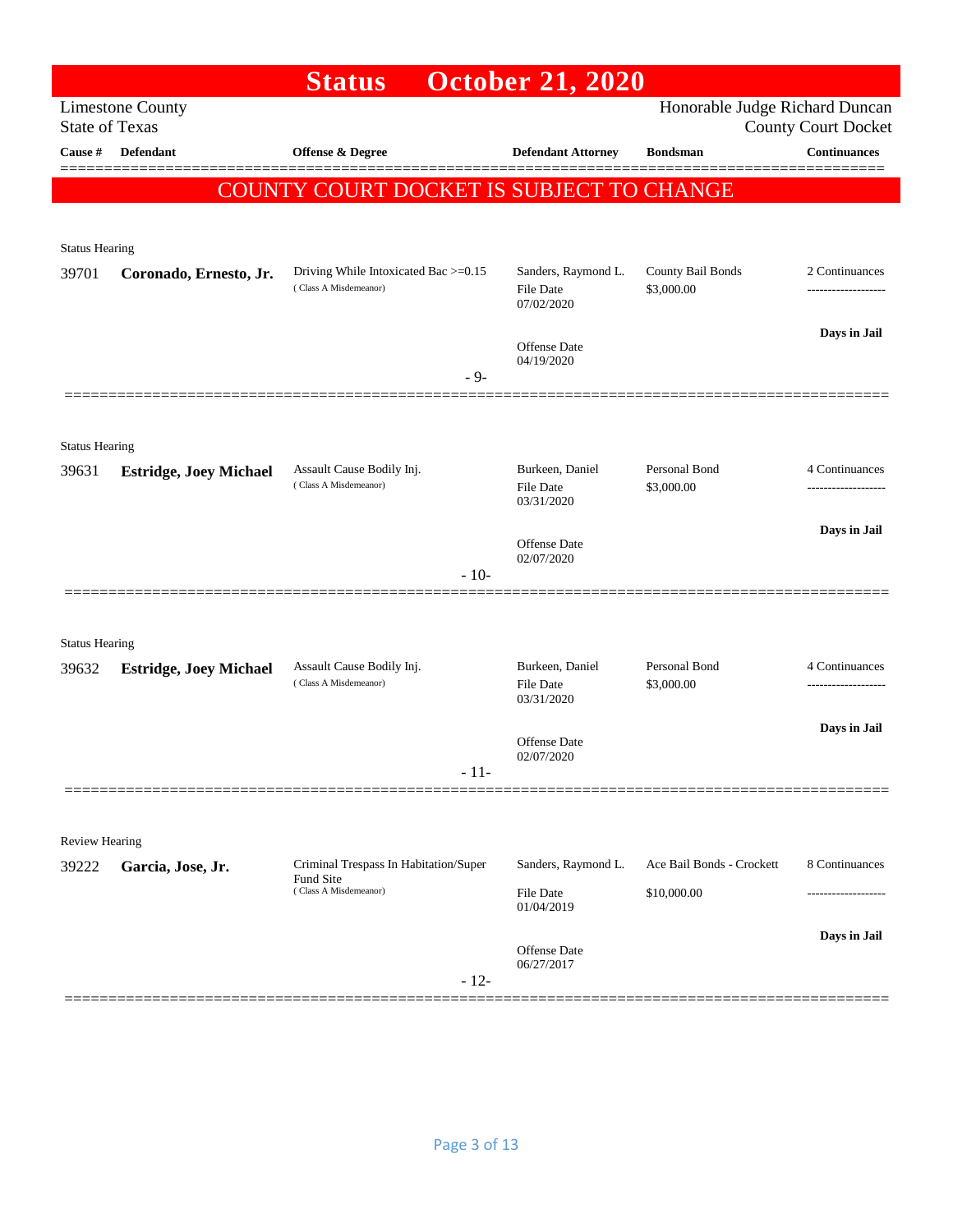# Status October 21, 2020

Limestone County
State of Texas

Honorable Judge Richard Duncan
County Court Docket

| Cause # | Defendant | Offense & Degree | Defendant Attorney | Bondsman | Continuances |
|---|---|---|---|---|---|

## COUNTY COURT DOCKET IS SUBJECT TO CHANGE

Status Hearing

| Cause # | Defendant | Offense & Degree | Defendant Attorney | Bondsman | Continuances |
|---|---|---|---|---|---|
| 39701 | **Coronado, Ernesto, Jr.** | Driving While Intoxicated Bac >=0.15 (Class A Misdemeanor) | Sanders, Raymond L. File Date 07/02/2020 Offense Date 04/19/2020 | County Bail Bonds $3,000.00 | 2 Continuances ------------------- **Days in Jail** |

- 9-

Status Hearing

| Cause # | Defendant | Offense & Degree | Defendant Attorney | Bondsman | Continuances |
|---|---|---|---|---|---|
| 39631 | **Estridge, Joey Michael** | Assault Cause Bodily Inj. (Class A Misdemeanor) | Burkeen, Daniel File Date 03/31/2020 Offense Date 02/07/2020 | Personal Bond $3,000.00 | 4 Continuances ------------------- **Days in Jail** |

- 10-

Status Hearing

| Cause # | Defendant | Offense & Degree | Defendant Attorney | Bondsman | Continuances |
|---|---|---|---|---|---|
| 39632 | **Estridge, Joey Michael** | Assault Cause Bodily Inj. (Class A Misdemeanor) | Burkeen, Daniel File Date 03/31/2020 Offense Date 02/07/2020 | Personal Bond $3,000.00 | 4 Continuances ------------------- **Days in Jail** |

- 11-

Review Hearing

| Cause # | Defendant | Offense & Degree | Defendant Attorney | Bondsman | Continuances |
|---|---|---|---|---|---|
| 39222 | **Garcia, Jose, Jr.** | Criminal Trespass In Habitation/Super Fund Site (Class A Misdemeanor) | Sanders, Raymond L. File Date 01/04/2019 Offense Date 06/27/2017 | Ace Bail Bonds - Crockett $10,000.00 | 8 Continuances ------------------- **Days in Jail** |

- 12-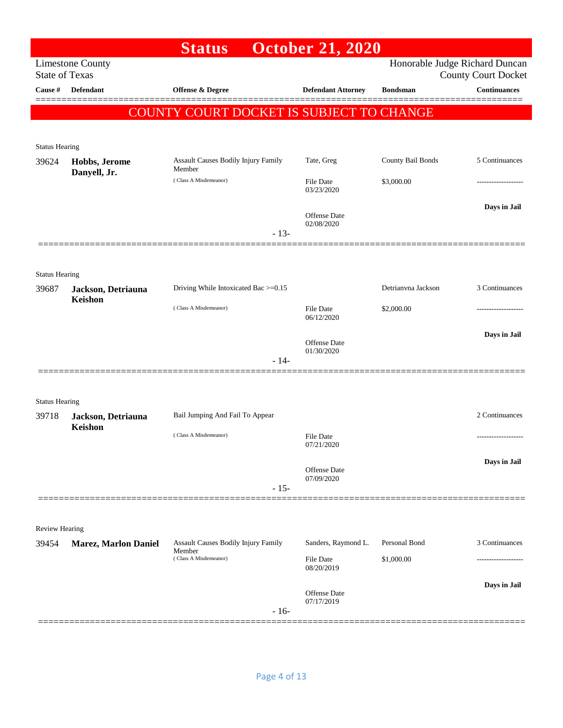# Status October 21, 2020

Limestone County
State of Texas

Honorable Judge Richard Duncan
County Court Docket

| Cause # | Defendant | Offense & Degree | Defendant Attorney | Bondsman | Continuances |
|---|---|---|---|---|---|

**COUNTY COURT DOCKET IS SUBJECT TO CHANGE**

---

Status Hearing

| Cause # | Defendant | Offense & Degree | Defendant Attorney | Bondsman | Continuances |
|---|---|---|---|---|---|
| 39624 | **Hobbs, Jerome Danyell, Jr.** | Assault Causes Bodily Injury Family Member (Class A Misdemeanor) | Tate, Greg | County Bail Bonds | 5 Continuances |
| | | | File Date 03/23/2020 | $3,000.00 | ------------------- |
| | | | Offense Date 02/08/2020 | | **Days in Jail** |

- 13-

---

Status Hearing

| Cause # | Defendant | Offense & Degree | Defendant Attorney | Bondsman | Continuances |
|---|---|---|---|---|---|
| 39687 | **Jackson, Detriauna Keishon** | Driving While Intoxicated Bac >=0.15 (Class A Misdemeanor) | | Detrianvna Jackson | 3 Continuances |
| | | | File Date 06/12/2020 | $2,000.00 | ------------------- |
| | | | Offense Date 01/30/2020 | | **Days in Jail** |

- 14-

---

Status Hearing

| Cause # | Defendant | Offense & Degree | Defendant Attorney | Bondsman | Continuances |
|---|---|---|---|---|---|
| 39718 | **Jackson, Detriauna Keishon** | Bail Jumping And Fail To Appear (Class A Misdemeanor) | | | 2 Continuances |
| | | | File Date 07/21/2020 | | ------------------- |
| | | | Offense Date 07/09/2020 | | **Days in Jail** |

- 15-

---

Review Hearing

| Cause # | Defendant | Offense & Degree | Defendant Attorney | Bondsman | Continuances |
|---|---|---|---|---|---|
| 39454 | **Marez, Marlon Daniel** | Assault Causes Bodily Injury Family Member (Class A Misdemeanor) | Sanders, Raymond L. | Personal Bond | 3 Continuances |
| | | | File Date 08/20/2019 | $1,000.00 | ------------------- |
| | | | Offense Date 07/17/2019 | | **Days in Jail** |

- 16-

---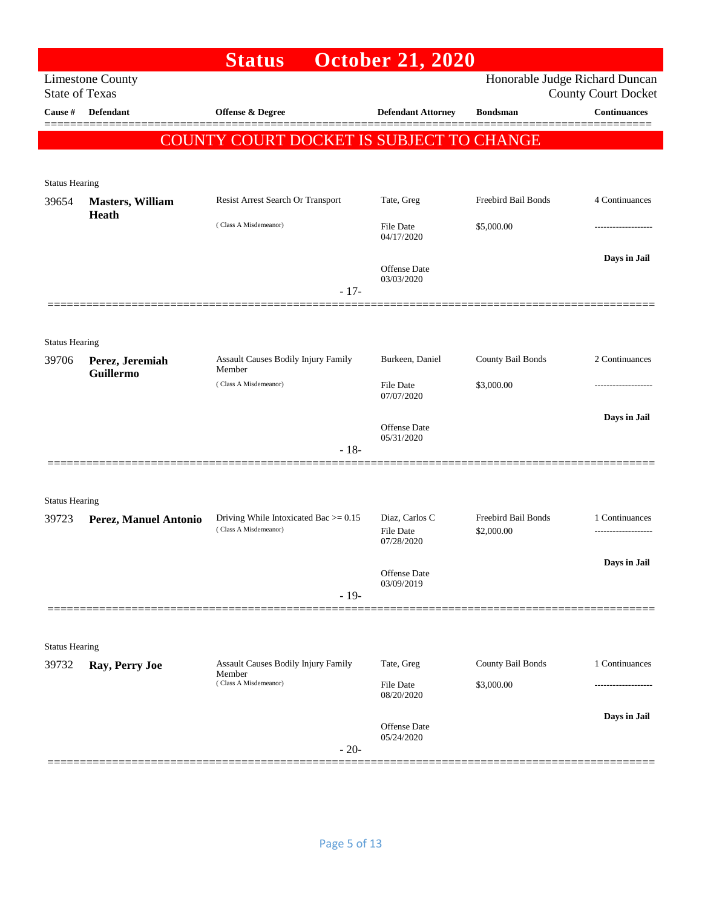# Status October 21, 2020

Limestone County
State of Texas

Honorable Judge Richard Duncan
County Court Docket

| Cause # | Defendant | Offense & Degree | Defendant Attorney | Bondsman | Continuances |
|---|---|---|---|---|---|

**COUNTY COURT DOCKET IS SUBJECT TO CHANGE**

---

Status Hearing

| Cause # | Defendant | Offense & Degree | Defendant Attorney | Bondsman | Continuances |
|---|---|---|---|---|---|
| 39654 | **Masters, William Heath** | Resist Arrest Search Or Transport (Class A Misdemeanor) | Tate, Greg | Freebird Bail Bonds | 4 Continuances |
| | | | File Date 04/17/2020 | $5,000.00 | ------------------- |
| | | | Offense Date 03/03/2020 | | **Days in Jail** |

- 17-

---

Status Hearing

| Cause # | Defendant | Offense & Degree | Defendant Attorney | Bondsman | Continuances |
|---|---|---|---|---|---|
| 39706 | **Perez, Jeremiah Guillermo** | Assault Causes Bodily Injury Family Member (Class A Misdemeanor) | Burkeen, Daniel | County Bail Bonds | 2 Continuances |
| | | | File Date 07/07/2020 | $3,000.00 | ------------------- |
| | | | Offense Date 05/31/2020 | | **Days in Jail** |

- 18-

---

Status Hearing

| Cause # | Defendant | Offense & Degree | Defendant Attorney | Bondsman | Continuances |
|---|---|---|---|---|---|
| 39723 | **Perez, Manuel Antonio** | Driving While Intoxicated Bac >= 0.15 (Class A Misdemeanor) | Diaz, Carlos C | Freebird Bail Bonds | 1 Continuances |
| | | | File Date 07/28/2020 | $2,000.00 | ------------------- |
| | | | Offense Date 03/09/2019 | | **Days in Jail** |

- 19-

---

Status Hearing

| Cause # | Defendant | Offense & Degree | Defendant Attorney | Bondsman | Continuances |
|---|---|---|---|---|---|
| 39732 | **Ray, Perry Joe** | Assault Causes Bodily Injury Family Member (Class A Misdemeanor) | Tate, Greg | County Bail Bonds | 1 Continuances |
| | | | File Date 08/20/2020 | $3,000.00 | ------------------- |
| | | | Offense Date 05/24/2020 | | **Days in Jail** |

- 20-

---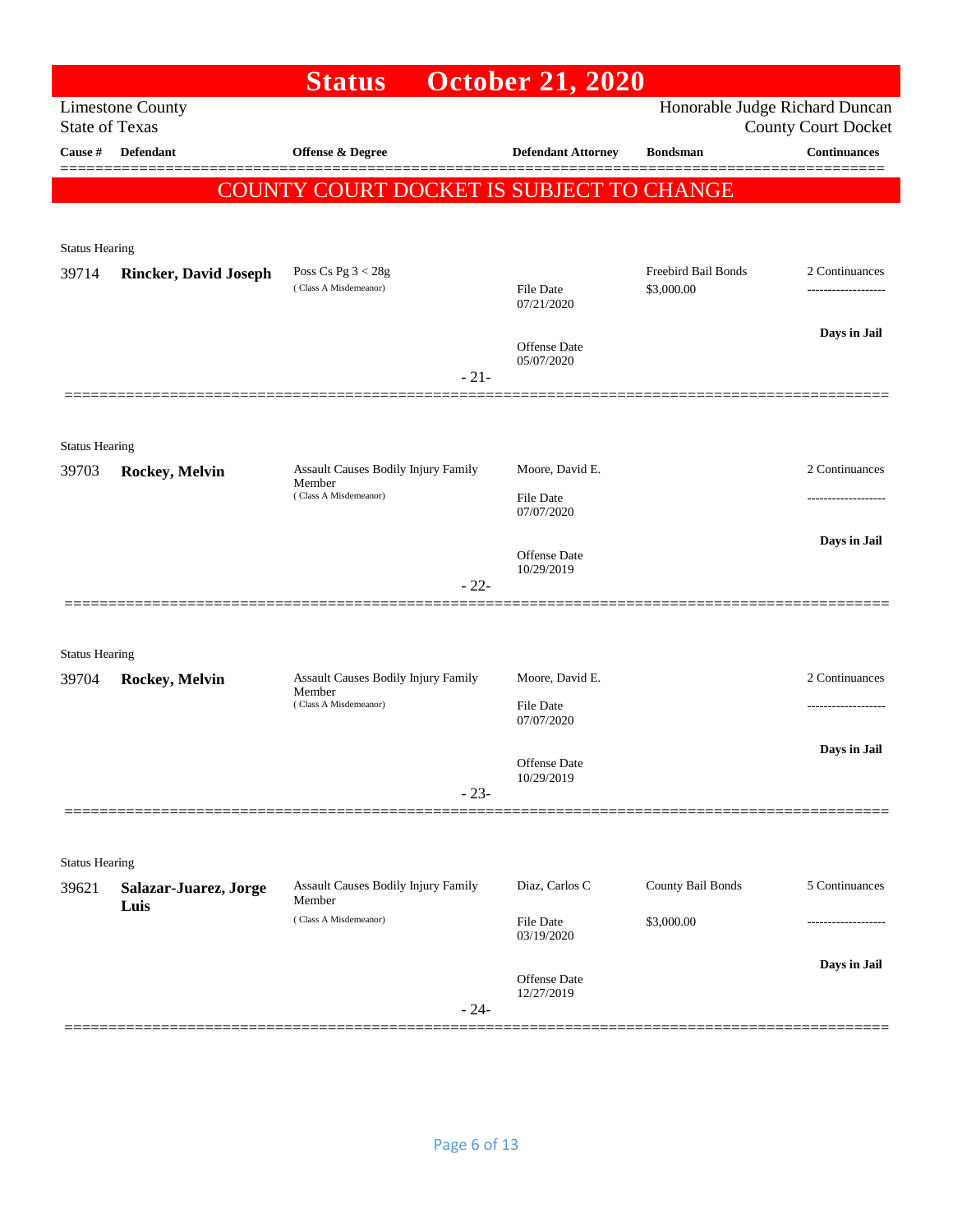# Status October 21, 2020

Limestone County
State of Texas

Honorable Judge Richard Duncan
County Court Docket

| Cause # | Defendant | Offense & Degree | Defendant Attorney | Bondsman | Continuances |
|---|---|---|---|---|---|

**COUNTY COURT DOCKET IS SUBJECT TO CHANGE**

---

Status Hearing

| Cause # | Defendant | Offense & Degree | Defendant Attorney | Bondsman | Continuances |
|---|---|---|---|---|---|
| 39714 | **Rincker, David Joseph** | Poss Cs Pg 3 < 28g (Class A Misdemeanor) | File Date 07/21/2020<br>Offense Date 05/07/2020 | Freebird Bail Bonds<br>$3,000.00 | 2 Continuances<br>-------------------<br>**Days in Jail** |

- 21-

---

Status Hearing

| Cause # | Defendant | Offense & Degree | Defendant Attorney | Bondsman | Continuances |
|---|---|---|---|---|---|
| 39703 | **Rockey, Melvin** | Assault Causes Bodily Injury Family Member (Class A Misdemeanor) | Moore, David E.<br>File Date 07/07/2020<br>Offense Date 10/29/2019 | | 2 Continuances<br>-------------------<br>**Days in Jail** |

- 22-

---

Status Hearing

| Cause # | Defendant | Offense & Degree | Defendant Attorney | Bondsman | Continuances |
|---|---|---|---|---|---|
| 39704 | **Rockey, Melvin** | Assault Causes Bodily Injury Family Member (Class A Misdemeanor) | Moore, David E.<br>File Date 07/07/2020<br>Offense Date 10/29/2019 | | 2 Continuances<br>-------------------<br>**Days in Jail** |

- 23-

---

Status Hearing

| Cause # | Defendant | Offense & Degree | Defendant Attorney | Bondsman | Continuances |
|---|---|---|---|---|---|
| 39621 | **Salazar-Juarez, Jorge Luis** | Assault Causes Bodily Injury Family Member (Class A Misdemeanor) | Diaz, Carlos C<br>File Date 03/19/2020<br>Offense Date 12/27/2019 | County Bail Bonds<br>$3,000.00 | 5 Continuances<br>-------------------<br>**Days in Jail** |

- 24-

---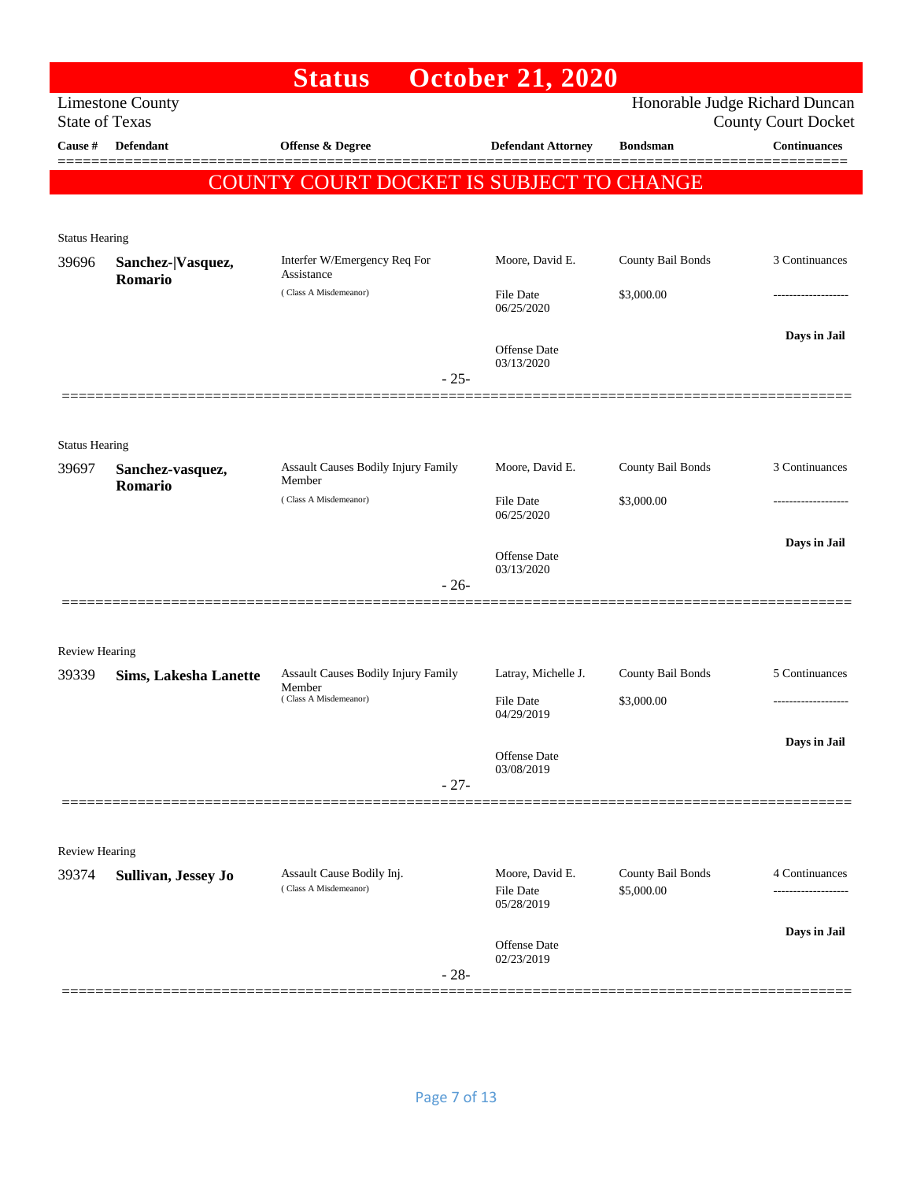# Status October 21, 2020

Limestone County
State of Texas

Honorable Judge Richard Duncan
County Court Docket

| Cause # | Defendant | Offense & Degree | Defendant Attorney | Bondsman | Continuances |
|---|---|---|---|---|---|

**COUNTY COURT DOCKET IS SUBJECT TO CHANGE**

Status Hearing

| Cause # | Defendant | Offense & Degree | Defendant Attorney | Bondsman | Continuances |
|---|---|---|---|---|---|
| 39696 | **Sanchez-\|Vasquez, Romario** | Interfer W/Emergency Req For Assistance (Class A Misdemeanor) | Moore, David E. | County Bail Bonds | 3 Continuances |
| | | | File Date 06/25/2020 | $3,000.00 | ------------------- |
| | | | Offense Date 03/13/2020 | | **Days in Jail** |

- 25-

Status Hearing

| Cause # | Defendant | Offense & Degree | Defendant Attorney | Bondsman | Continuances |
|---|---|---|---|---|---|
| 39697 | **Sanchez-vasquez, Romario** | Assault Causes Bodily Injury Family Member (Class A Misdemeanor) | Moore, David E. | County Bail Bonds | 3 Continuances |
| | | | File Date 06/25/2020 | $3,000.00 | ------------------- |
| | | | Offense Date 03/13/2020 | | **Days in Jail** |

- 26-

Review Hearing

| Cause # | Defendant | Offense & Degree | Defendant Attorney | Bondsman | Continuances |
|---|---|---|---|---|---|
| 39339 | **Sims, Lakesha Lanette** | Assault Causes Bodily Injury Family Member (Class A Misdemeanor) | Latray, Michelle J. | County Bail Bonds | 5 Continuances |
| | | | File Date 04/29/2019 | $3,000.00 | ------------------- |
| | | | Offense Date 03/08/2019 | | **Days in Jail** |

- 27-

Review Hearing

| Cause # | Defendant | Offense & Degree | Defendant Attorney | Bondsman | Continuances |
|---|---|---|---|---|---|
| 39374 | **Sullivan, Jessey Jo** | Assault Cause Bodily Inj. (Class A Misdemeanor) | Moore, David E. | County Bail Bonds | 4 Continuances |
| | | | File Date 05/28/2019 | $5,000.00 | ------------------- |
| | | | Offense Date 02/23/2019 | | **Days in Jail** |

- 28-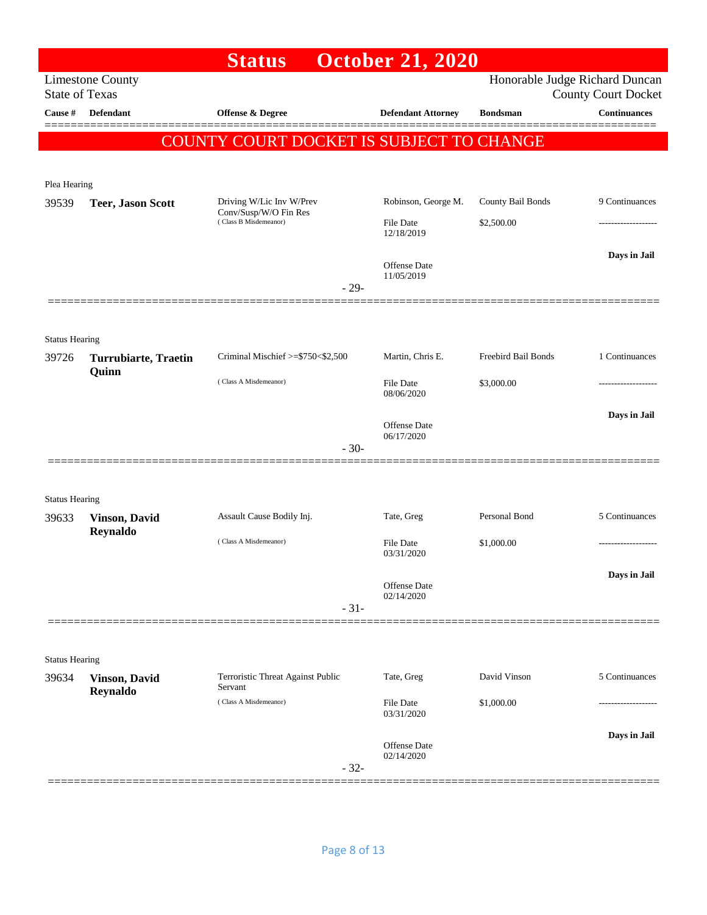# Status October 21, 2020

Limestone County
State of Texas

Honorable Judge Richard Duncan
County Court Docket

| Cause # | Defendant | Offense & Degree | Defendant Attorney | Bondsman | Continuances |
|---|---|---|---|---|---|

**COUNTY COURT DOCKET IS SUBJECT TO CHANGE**

Plea Hearing

| Cause # | Defendant | Offense & Degree | Defendant Attorney | Bondsman | Continuances |
|---|---|---|---|---|---|
| 39539 | **Teer, Jason Scott** | Driving W/Lic Inv W/Prev Conv/Susp/W/O Fin Res (Class B Misdemeanor) | Robinson, George M. | County Bail Bonds | 9 Continuances |
| | | | File Date 12/18/2019 | $2,500.00 | ------------------- |
| | | | Offense Date 11/05/2019 | | **Days in Jail** |

- 29-

Status Hearing

| Cause # | Defendant | Offense & Degree | Defendant Attorney | Bondsman | Continuances |
|---|---|---|---|---|---|
| 39726 | **Turrubiarte, Traetin Quinn** | Criminal Mischief >=$750<$2,500 (Class A Misdemeanor) | Martin, Chris E. | Freebird Bail Bonds | 1 Continuances |
| | | | File Date 08/06/2020 | $3,000.00 | ------------------- |
| | | | Offense Date 06/17/2020 | | **Days in Jail** |

- 30-

Status Hearing

| Cause # | Defendant | Offense & Degree | Defendant Attorney | Bondsman | Continuances |
|---|---|---|---|---|---|
| 39633 | **Vinson, David Reynaldo** | Assault Cause Bodily Inj. (Class A Misdemeanor) | Tate, Greg | Personal Bond | 5 Continuances |
| | | | File Date 03/31/2020 | $1,000.00 | ------------------- |
| | | | Offense Date 02/14/2020 | | **Days in Jail** |

- 31-

Status Hearing

| Cause # | Defendant | Offense & Degree | Defendant Attorney | Bondsman | Continuances |
|---|---|---|---|---|---|
| 39634 | **Vinson, David Reynaldo** | Terroristic Threat Against Public Servant (Class A Misdemeanor) | Tate, Greg | David Vinson | 5 Continuances |
| | | | File Date 03/31/2020 | $1,000.00 | ------------------- |
| | | | Offense Date 02/14/2020 | | **Days in Jail** |

- 32-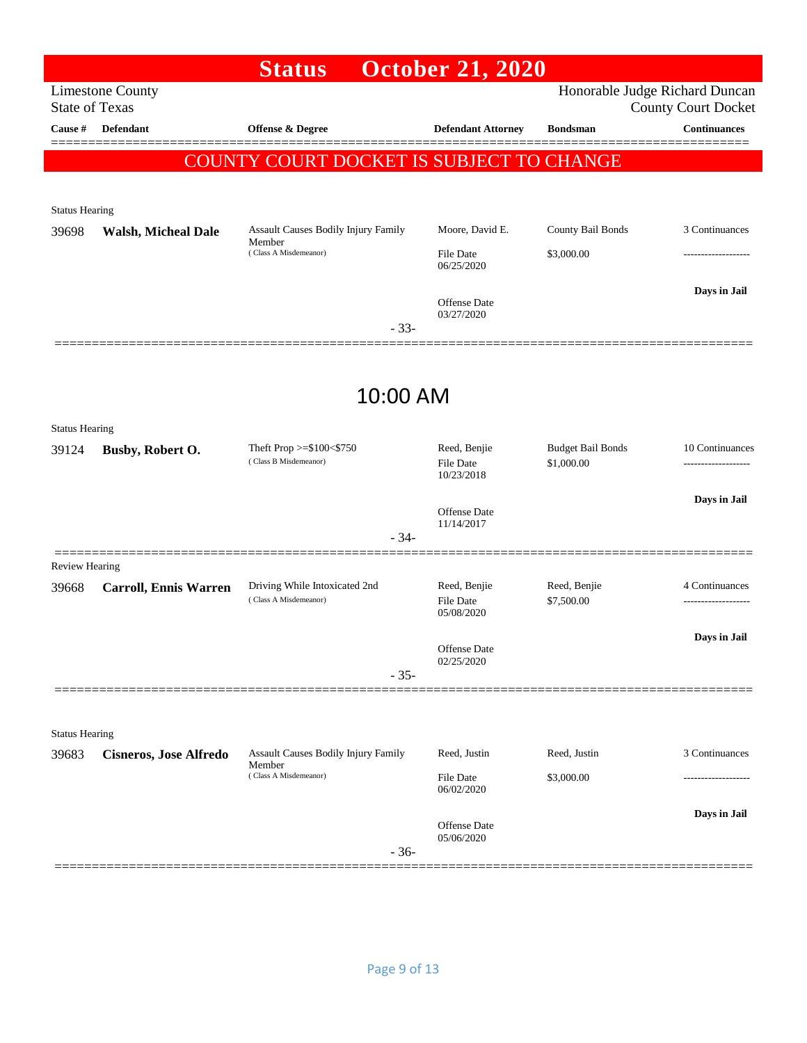# Status October 21, 2020

Limestone County
State of Texas

Honorable Judge Richard Duncan
County Court Docket

| Cause # | Defendant | Offense & Degree | Defendant Attorney | Bondsman | Continuances |
|---|---|---|---|---|---|

**COUNTY COURT DOCKET IS SUBJECT TO CHANGE**

Status Hearing

| Cause # | Defendant | Offense & Degree | Defendant Attorney | Bondsman | Continuances |
|---|---|---|---|---|---|
| 39698 | **Walsh, Micheal Dale** | Assault Causes Bodily Injury Family Member (Class A Misdemeanor) | Moore, David E. | County Bail Bonds | 3 Continuances |
| | | | File Date 06/25/2020 | $3,000.00 | ------------------- |
| | | | Offense Date 03/27/2020 | | **Days in Jail** |

- 33-

## 10:00 AM

Status Hearing

| Cause # | Defendant | Offense & Degree | Defendant Attorney | Bondsman | Continuances |
|---|---|---|---|---|---|
| 39124 | **Busby, Robert O.** | Theft Prop >=$100<$750 (Class B Misdemeanor) | Reed, Benjie | Budget Bail Bonds | 10 Continuances |
| | | | File Date 10/23/2018 | $1,000.00 | ------------------- |
| | | | Offense Date 11/14/2017 | | **Days in Jail** |

- 34-

Review Hearing

| Cause # | Defendant | Offense & Degree | Defendant Attorney | Bondsman | Continuances |
|---|---|---|---|---|---|
| 39668 | **Carroll, Ennis Warren** | Driving While Intoxicated 2nd (Class A Misdemeanor) | Reed, Benjie | Reed, Benjie | 4 Continuances |
| | | | File Date 05/08/2020 | $7,500.00 | ------------------- |
| | | | Offense Date 02/25/2020 | | **Days in Jail** |

- 35-

Status Hearing

| Cause # | Defendant | Offense & Degree | Defendant Attorney | Bondsman | Continuances |
|---|---|---|---|---|---|
| 39683 | **Cisneros, Jose Alfredo** | Assault Causes Bodily Injury Family Member (Class A Misdemeanor) | Reed, Justin | Reed, Justin | 3 Continuances |
| | | | File Date 06/02/2020 | $3,000.00 | ------------------- |
| | | | Offense Date 05/06/2020 | | **Days in Jail** |

- 36-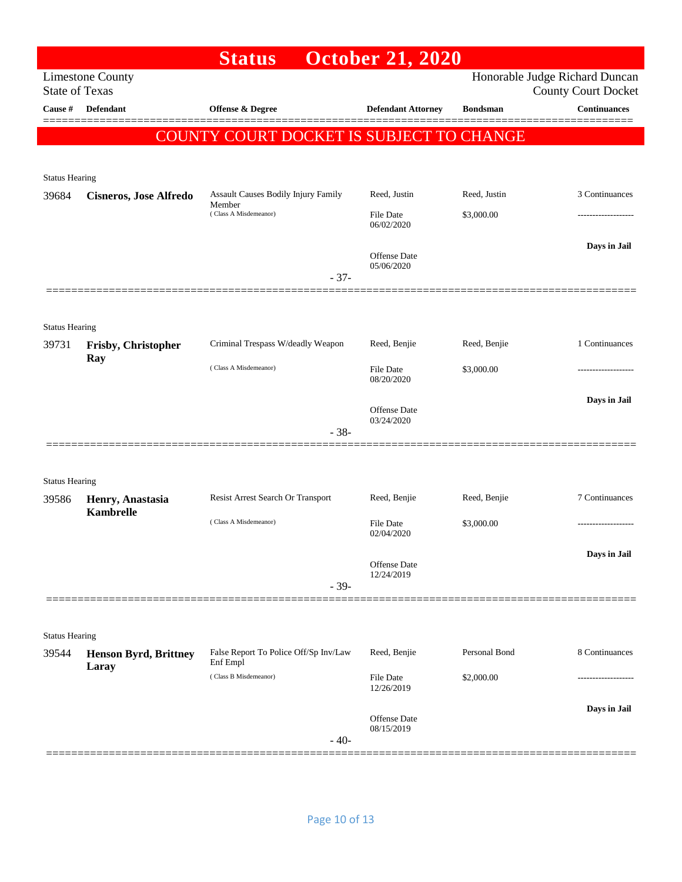# Status October 21, 2020

Limestone County
State of Texas

Honorable Judge Richard Duncan
County Court Docket

| Cause # | Defendant | Offense & Degree | Defendant Attorney | Bondsman | Continuances |
|---|---|---|---|---|---|

## COUNTY COURT DOCKET IS SUBJECT TO CHANGE

Status Hearing

| Cause # | Defendant | Offense & Degree | Defendant Attorney | Bondsman | Continuances |
|---|---|---|---|---|---|
| 39684 | **Cisneros, Jose Alfredo** | Assault Causes Bodily Injury Family Member (Class A Misdemeanor) | Reed, Justin | Reed, Justin | 3 Continuances |
| | | | File Date 06/02/2020 | $3,000.00 | ------------------- |
| | | | Offense Date 05/06/2020 | | **Days in Jail** |

- 37-

Status Hearing

| Cause # | Defendant | Offense & Degree | Defendant Attorney | Bondsman | Continuances |
|---|---|---|---|---|---|
| 39731 | **Frisby, Christopher Ray** | Criminal Trespass W/deadly Weapon (Class A Misdemeanor) | Reed, Benjie | Reed, Benjie | 1 Continuances |
| | | | File Date 08/20/2020 | $3,000.00 | ------------------- |
| | | | Offense Date 03/24/2020 | | **Days in Jail** |

- 38-

Status Hearing

| Cause # | Defendant | Offense & Degree | Defendant Attorney | Bondsman | Continuances |
|---|---|---|---|---|---|
| 39586 | **Henry, Anastasia Kambrelle** | Resist Arrest Search Or Transport (Class A Misdemeanor) | Reed, Benjie | Reed, Benjie | 7 Continuances |
| | | | File Date 02/04/2020 | $3,000.00 | ------------------- |
| | | | Offense Date 12/24/2019 | | **Days in Jail** |

- 39-

Status Hearing

| Cause # | Defendant | Offense & Degree | Defendant Attorney | Bondsman | Continuances |
|---|---|---|---|---|---|
| 39544 | **Henson Byrd, Brittney Laray** | False Report To Police Off/Sp Inv/Law Enf Empl (Class B Misdemeanor) | Reed, Benjie | Personal Bond | 8 Continuances |
| | | | File Date 12/26/2019 | $2,000.00 | ------------------- |
| | | | Offense Date 08/15/2019 | | **Days in Jail** |

- 40-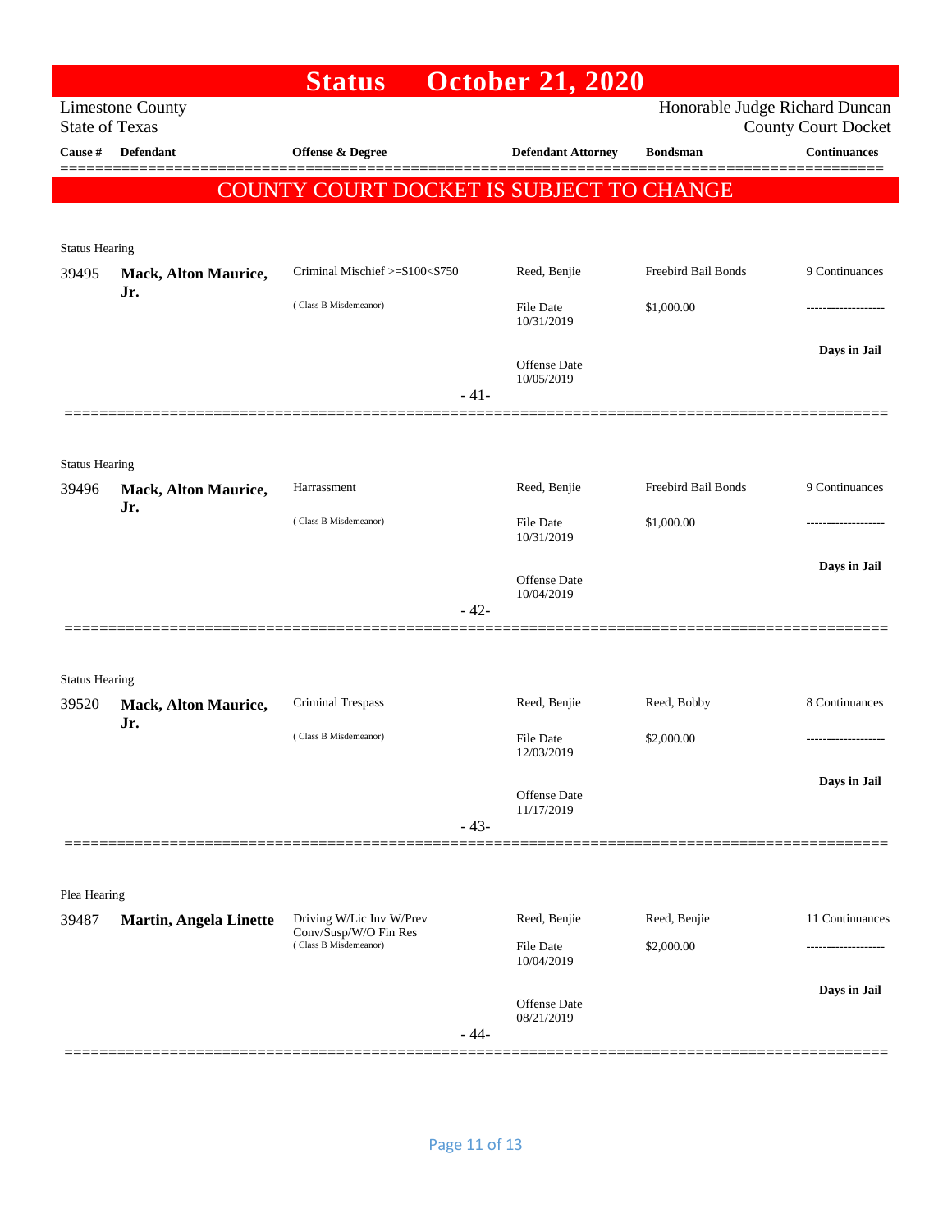# Status October 21, 2020

Limestone County
State of Texas

Honorable Judge Richard Duncan
County Court Docket

| Cause # | Defendant | Offense & Degree | Defendant Attorney | Bondsman | Continuances |
|---|---|---|---|---|---|

**COUNTY COURT DOCKET IS SUBJECT TO CHANGE**

Status Hearing

| Cause # | Defendant | Offense & Degree | Defendant Attorney | Bondsman | Continuances |
|---|---|---|---|---|---|
| 39495 | **Mack, Alton Maurice, Jr.** | Criminal Mischief >=$100<$750 | Reed, Benjie | Freebird Bail Bonds | 9 Continuances |
| | | ( Class B Misdemeanor) | File Date 10/31/2019 | $1,000.00 | ------------------- |
| | | | Offense Date 10/05/2019 | | **Days in Jail** |

- 41-

Status Hearing

| Cause # | Defendant | Offense & Degree | Defendant Attorney | Bondsman | Continuances |
|---|---|---|---|---|---|
| 39496 | **Mack, Alton Maurice, Jr.** | Harrassment | Reed, Benjie | Freebird Bail Bonds | 9 Continuances |
| | | ( Class B Misdemeanor) | File Date 10/31/2019 | $1,000.00 | ------------------- |
| | | | Offense Date 10/04/2019 | | **Days in Jail** |

- 42-

Status Hearing

| Cause # | Defendant | Offense & Degree | Defendant Attorney | Bondsman | Continuances |
|---|---|---|---|---|---|
| 39520 | **Mack, Alton Maurice, Jr.** | Criminal Trespass | Reed, Benjie | Reed, Bobby | 8 Continuances |
| | | ( Class B Misdemeanor) | File Date 12/03/2019 | $2,000.00 | ------------------- |
| | | | Offense Date 11/17/2019 | | **Days in Jail** |

- 43-

Plea Hearing

| Cause # | Defendant | Offense & Degree | Defendant Attorney | Bondsman | Continuances |
|---|---|---|---|---|---|
| 39487 | **Martin, Angela Linette** | Driving W/Lic Inv W/Prev Conv/Susp/W/O Fin Res | Reed, Benjie | Reed, Benjie | 11 Continuances |
| | | ( Class B Misdemeanor) | File Date 10/04/2019 | $2,000.00 | ------------------- |
| | | | Offense Date 08/21/2019 | | **Days in Jail** |

- 44-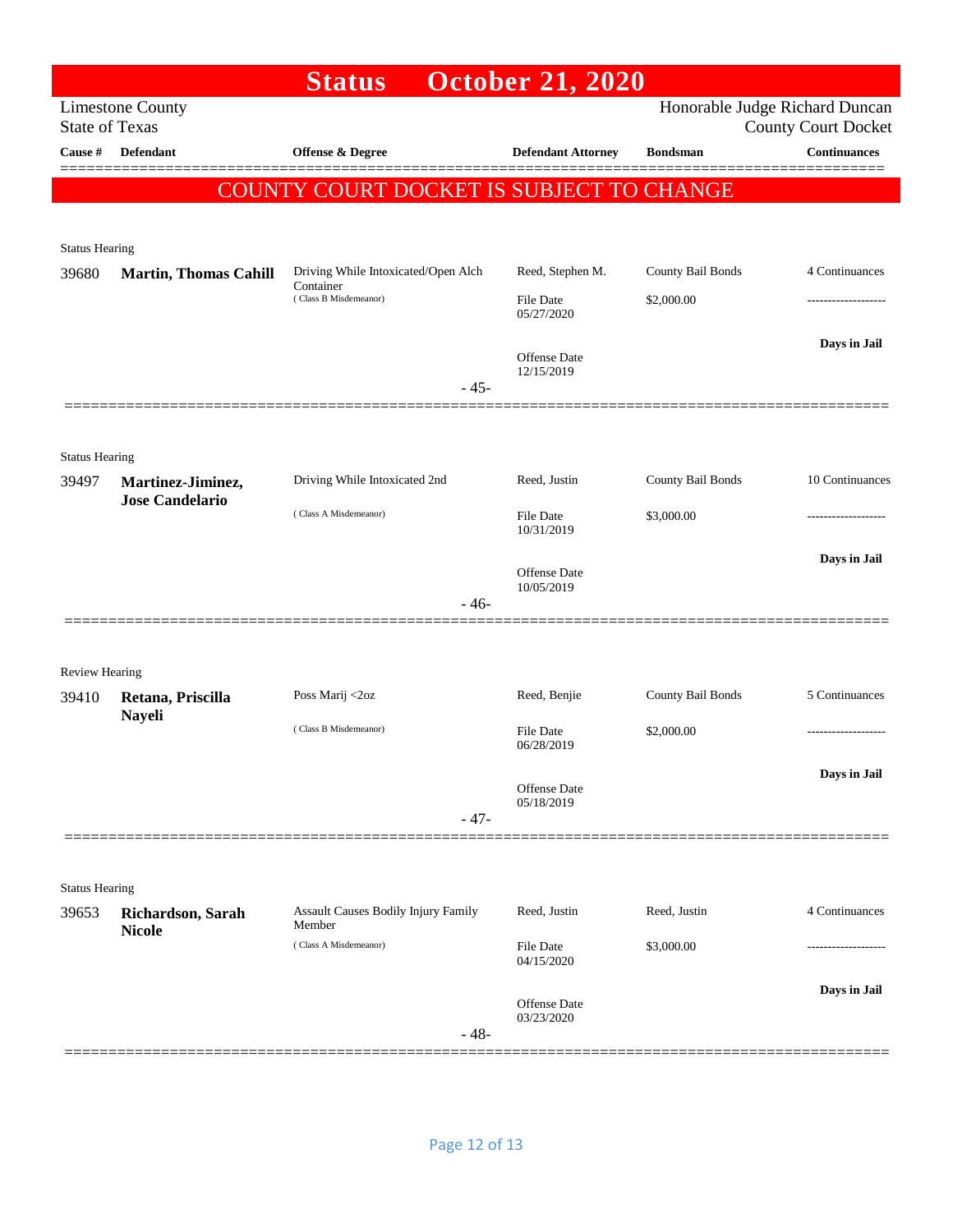# Status October 21, 2020

Limestone County
State of Texas

Honorable Judge Richard Duncan
County Court Docket

| Cause # | Defendant | Offense & Degree | Defendant Attorney | Bondsman | Continuances |
|---|---|---|---|---|---|

## COUNTY COURT DOCKET IS SUBJECT TO CHANGE

Status Hearing

| Cause # | Defendant | Offense & Degree | Defendant Attorney | Bondsman | Continuances |
|---|---|---|---|---|---|
| 39680 | **Martin, Thomas Cahill** | Driving While Intoxicated/Open Alch Container (Class B Misdemeanor) | Reed, Stephen M. | County Bail Bonds | 4 Continuances |
| | | | File Date 05/27/2020 | $2,000.00 | ------------------- |
| | | | Offense Date 12/15/2019 | | **Days in Jail** |

- 45-

Status Hearing

| Cause # | Defendant | Offense & Degree | Defendant Attorney | Bondsman | Continuances |
|---|---|---|---|---|---|
| 39497 | **Martinez-Jiminez, Jose Candelario** | Driving While Intoxicated 2nd (Class A Misdemeanor) | Reed, Justin | County Bail Bonds | 10 Continuances |
| | | | File Date 10/31/2019 | $3,000.00 | ------------------- |
| | | | Offense Date 10/05/2019 | | **Days in Jail** |

- 46-

Review Hearing

| Cause # | Defendant | Offense & Degree | Defendant Attorney | Bondsman | Continuances |
|---|---|---|---|---|---|
| 39410 | **Retana, Priscilla Nayeli** | Poss Marij <2oz (Class B Misdemeanor) | Reed, Benjie | County Bail Bonds | 5 Continuances |
| | | | File Date 06/28/2019 | $2,000.00 | ------------------- |
| | | | Offense Date 05/18/2019 | | **Days in Jail** |

- 47-

Status Hearing

| Cause # | Defendant | Offense & Degree | Defendant Attorney | Bondsman | Continuances |
|---|---|---|---|---|---|
| 39653 | **Richardson, Sarah Nicole** | Assault Causes Bodily Injury Family Member (Class A Misdemeanor) | Reed, Justin | Reed, Justin | 4 Continuances |
| | | | File Date 04/15/2020 | $3,000.00 | ------------------- |
| | | | Offense Date 03/23/2020 | | **Days in Jail** |

- 48-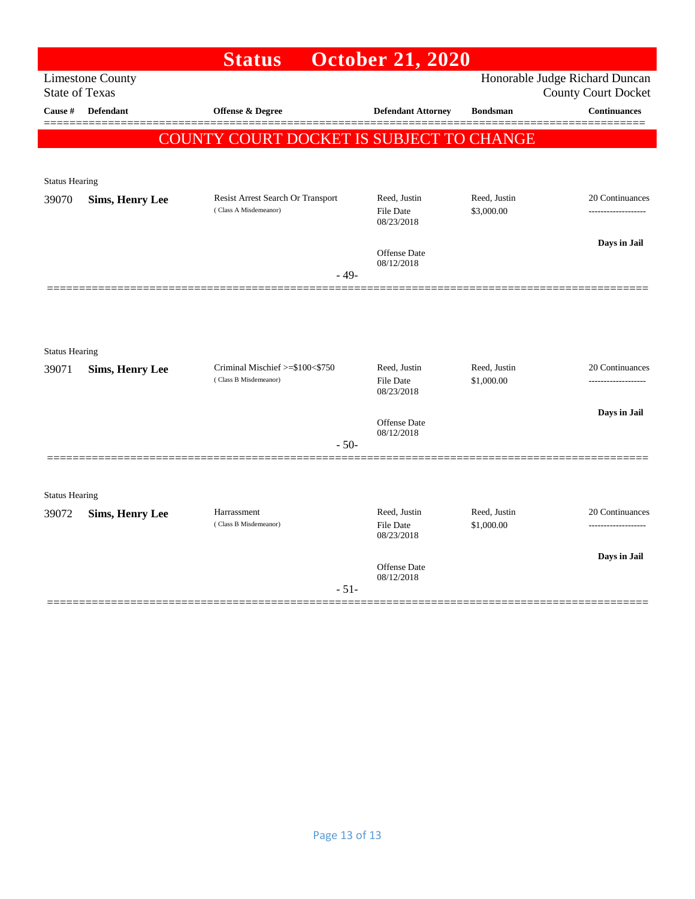# Status October 21, 2020

Limestone County
State of Texas

Honorable Judge Richard Duncan
County Court Docket

| Cause # | Defendant | Offense & Degree | Defendant Attorney | Bondsman | Continuances |
|---|---|---|---|---|---|

**COUNTY COURT DOCKET IS SUBJECT TO CHANGE**

Status Hearing

| Cause # | Defendant | Offense & Degree | Defendant Attorney | Bondsman | Continuances |
|---|---|---|---|---|---|
| 39070 | **Sims, Henry Lee** | Resist Arrest Search Or Transport (Class A Misdemeanor) | Reed, Justin<br>File Date 08/23/2018<br>Offense Date 08/12/2018 | Reed, Justin<br>$3,000.00 | 20 Continuances<br>-------------------<br>**Days in Jail** |

- 49-

Status Hearing

| Cause # | Defendant | Offense & Degree | Defendant Attorney | Bondsman | Continuances |
|---|---|---|---|---|---|
| 39071 | **Sims, Henry Lee** | Criminal Mischief >=$100<$750 (Class B Misdemeanor) | Reed, Justin<br>File Date 08/23/2018<br>Offense Date 08/12/2018 | Reed, Justin<br>$1,000.00 | 20 Continuances<br>-------------------<br>**Days in Jail** |

- 50-

Status Hearing

| Cause # | Defendant | Offense & Degree | Defendant Attorney | Bondsman | Continuances |
|---|---|---|---|---|---|
| 39072 | **Sims, Henry Lee** | Harrassment (Class B Misdemeanor) | Reed, Justin<br>File Date 08/23/2018<br>Offense Date 08/12/2018 | Reed, Justin<br>$1,000.00 | 20 Continuances<br>-------------------<br>**Days in Jail** |

- 51-